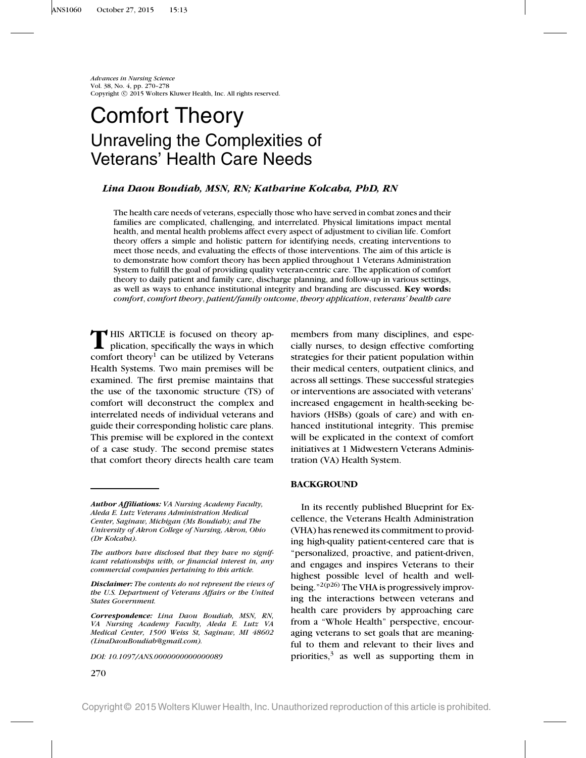# Comfort Theory

## Unraveling the Complexities of Veterans' Health Care Needs

***Lina Daou Boudiab, MSN, RN; Katharine Kolcaba, PhD, RN***

The health care needs of veterans, especially those who have served in combat zones and their families are complicated, challenging, and interrelated. Physical limitations impact mental health, and mental health problems affect every aspect of adjustment to civilian life. Comfort theory offers a simple and holistic pattern for identifying needs, creating interventions to meet those needs, and evaluating the effects of those interventions. The aim of this article is to demonstrate how comfort theory has been applied throughout 1 Veterans Administration System to fulfill the goal of providing quality veteran-centric care. The application of comfort theory to daily patient and family care, discharge planning, and follow-up in various settings, as well as ways to enhance institutional integrity and branding are discussed. **Key words:** *comfort, comfort theory, patient/family outcome, theory application, veterans' health care*

THIS ARTICLE is focused on theory application, specifically the ways in which comfort theory[1] can be utilized by Veterans Health Systems. Two main premises will be examined. The first premise maintains that the use of the taxonomic structure (TS) of comfort will deconstruct the complex and interrelated needs of individual veterans and guide their corresponding holistic care plans. This premise will be explored in the context of a case study. The second premise states that comfort theory directs health care team members from many disciplines, and especially nurses, to design effective comforting strategies for their patient population within their medical centers, outpatient clinics, and across all settings. These successful strategies or interventions are associated with veterans' increased engagement in health-seeking behaviors (HSBs) (goals of care) and with enhanced institutional integrity. This premise will be explicated in the context of comfort initiatives at 1 Midwestern Veterans Administration (VA) Health System.

## BACKGROUND

In its recently published Blueprint for Excellence, the Veterans Health Administration (VHA) has renewed its commitment to providing high-quality patient-centered care that is "personalized, proactive, and patient-driven, and engages and inspires Veterans to their highest possible level of health and well-being."[2(p26)] The VHA is progressively improving the interactions between veterans and health care providers by approaching care from a "Whole Health" perspective, encouraging veterans to set goals that are meaningful to them and relevant to their lives and priorities,[3] as well as supporting them in

---

*Author Affiliations: VA Nursing Academy Faculty, Aleda E. Lutz Veterans Administration Medical Center, Saginaw, Michigan (Ms Boudiab); and The University of Akron College of Nursing, Akron, Ohio (Dr Kolcaba).*

*The authors have disclosed that they have no significant relationships with, or financial interest in, any commercial companies pertaining to this article.*

***Disclaimer:** The contents do not represent the views of the U.S. Department of Veterans Affairs or the United States Government.*

***Correspondence:** Lina Daou Boudiab, MSN, RN, VA Nursing Academy Faculty, Aleda E. Lutz VA Medical Center, 1500 Weiss St, Saginaw, MI 48602 (LinaDaouBoudiab@gmail.com).*

*DOI: 10.1097/ANS.0000000000000089*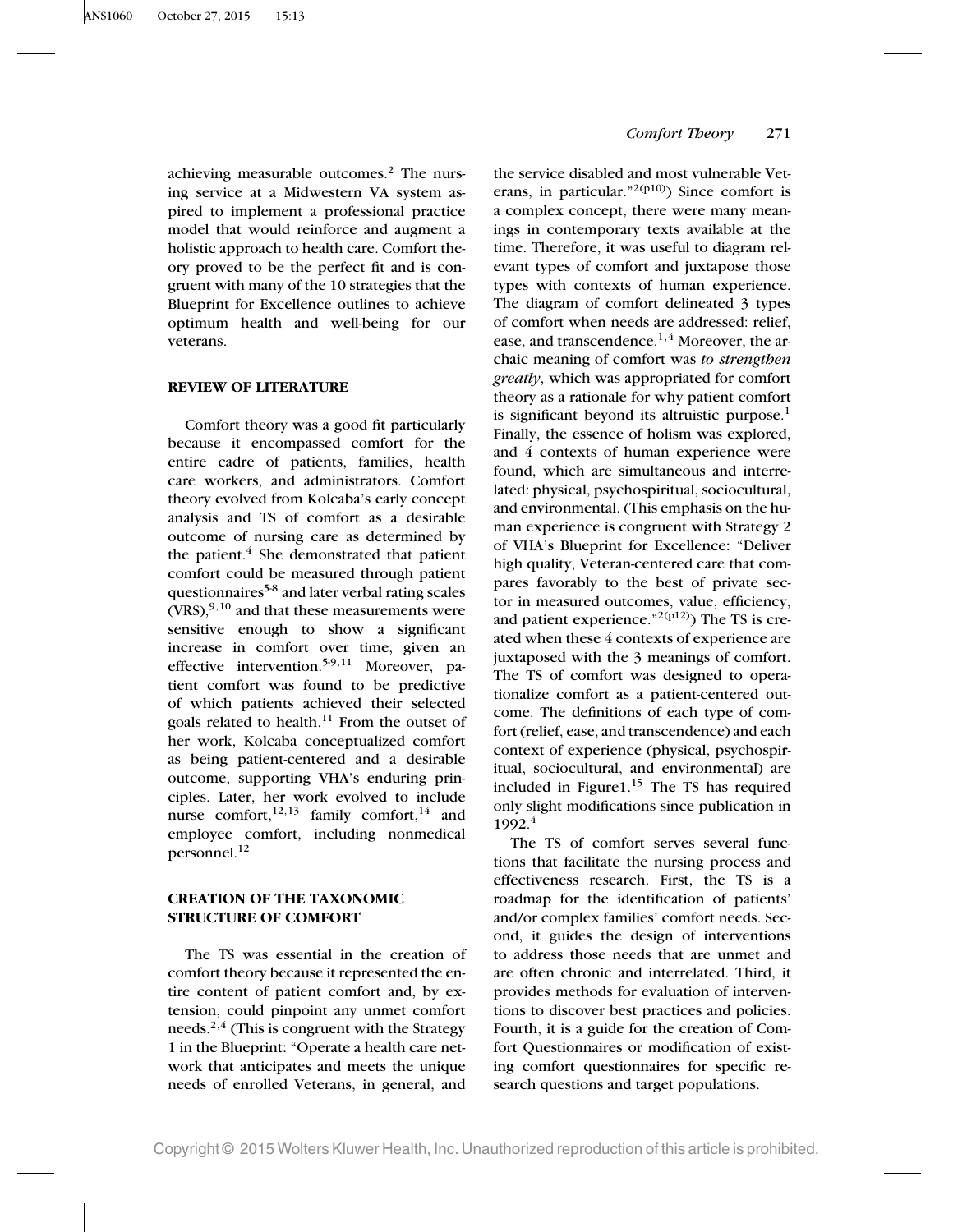achieving measurable outcomes.[2] The nursing service at a Midwestern VA system aspired to implement a professional practice model that would reinforce and augment a holistic approach to health care. Comfort theory proved to be the perfect fit and is congruent with many of the 10 strategies that the Blueprint for Excellence outlines to achieve optimum health and well-being for our veterans.

## REVIEW OF LITERATURE

Comfort theory was a good fit particularly because it encompassed comfort for the entire cadre of patients, families, health care workers, and administrators. Comfort theory evolved from Kolcaba's early concept analysis and TS of comfort as a desirable outcome of nursing care as determined by the patient.[4] She demonstrated that patient comfort could be measured through patient questionnaires[5-8] and later verbal rating scales (VRS),[9,10] and that these measurements were sensitive enough to show a significant increase in comfort over time, given an effective intervention.[5-9,11] Moreover, patient comfort was found to be predictive of which patients achieved their selected goals related to health.[11] From the outset of her work, Kolcaba conceptualized comfort as being patient-centered and a desirable outcome, supporting VHA's enduring principles. Later, her work evolved to include nurse comfort,[12,13] family comfort,[14] and employee comfort, including nonmedical personnel.[12]

## CREATION OF THE TAXONOMIC STRUCTURE OF COMFORT

The TS was essential in the creation of comfort theory because it represented the entire content of patient comfort and, by extension, could pinpoint any unmet comfort needs.[2,4] (This is congruent with the Strategy 1 in the Blueprint: "Operate a health care network that anticipates and meets the unique needs of enrolled Veterans, in general, and the service disabled and most vulnerable Veterans, in particular."[2(p10)]) Since comfort is a complex concept, there were many meanings in contemporary texts available at the time. Therefore, it was useful to diagram relevant types of comfort and juxtapose those types with contexts of human experience. The diagram of comfort delineated 3 types of comfort when needs are addressed: relief, ease, and transcendence.[1,4] Moreover, the archaic meaning of comfort was *to strengthen greatly*, which was appropriated for comfort theory as a rationale for why patient comfort is significant beyond its altruistic purpose.[1] Finally, the essence of holism was explored, and 4 contexts of human experience were found, which are simultaneous and interrelated: physical, psychospiritual, sociocultural, and environmental. (This emphasis on the human experience is congruent with Strategy 2 of VHA's Blueprint for Excellence: "Deliver high quality, Veteran-centered care that compares favorably to the best of private sector in measured outcomes, value, efficiency, and patient experience."[2(p12)]) The TS is created when these 4 contexts of experience are juxtaposed with the 3 meanings of comfort. The TS of comfort was designed to operationalize comfort as a patient-centered outcome. The definitions of each type of comfort (relief, ease, and transcendence) and each context of experience (physical, psychospiritual, sociocultural, and environmental) are included in Figure1.[15] The TS has required only slight modifications since publication in 1992.[4]

The TS of comfort serves several functions that facilitate the nursing process and effectiveness research. First, the TS is a roadmap for the identification of patients' and/or complex families' comfort needs. Second, it guides the design of interventions to address those needs that are unmet and are often chronic and interrelated. Third, it provides methods for evaluation of interventions to discover best practices and policies. Fourth, it is a guide for the creation of Comfort Questionnaires or modification of existing comfort questionnaires for specific research questions and target populations.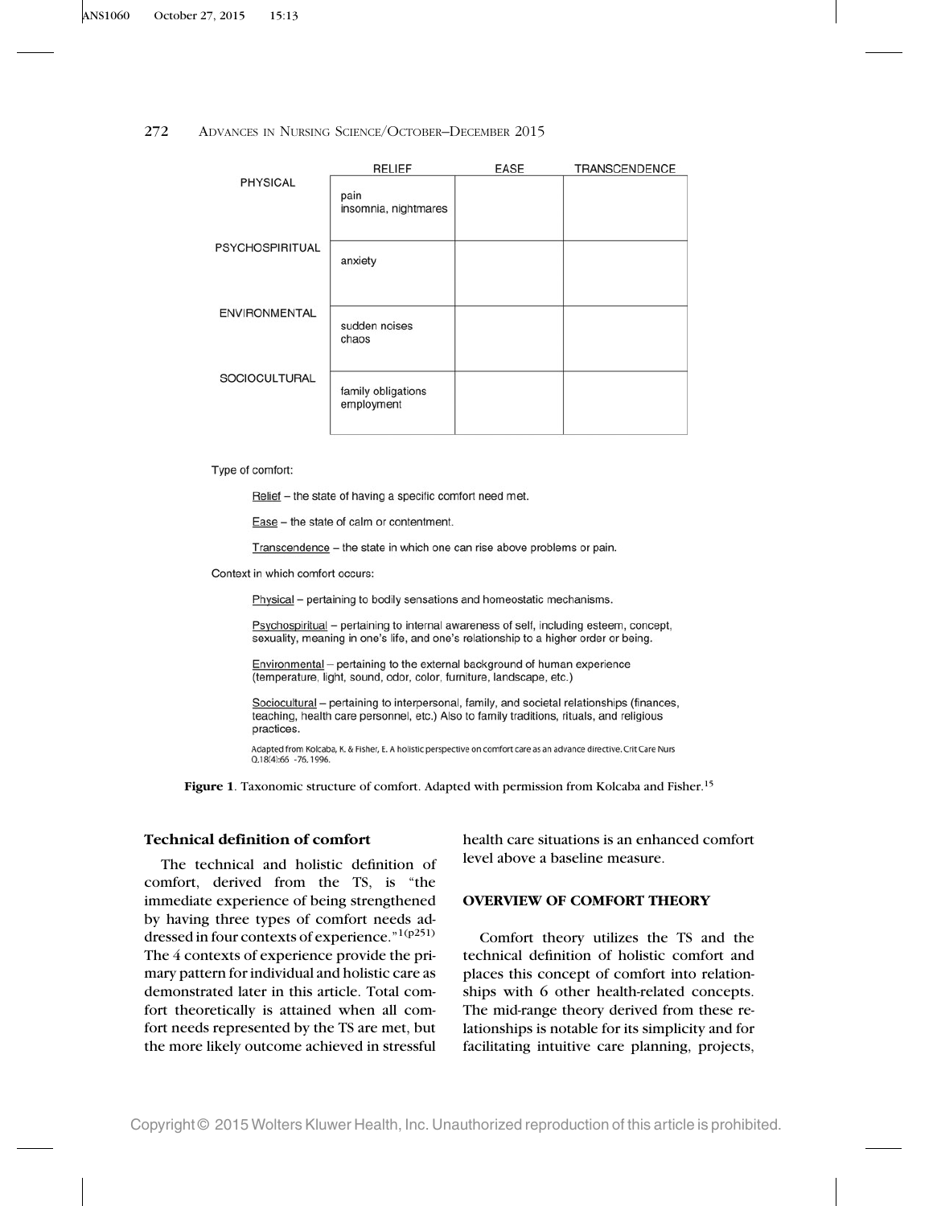|  | RELIEF | EASE | TRANSCENDENCE |
|---|---|---|---|
| PHYSICAL | pain<br>insomnia, nightmares | | |
| PSYCHOSPIRITUAL | anxiety | | |
| ENVIRONMENTAL | sudden noises<br>chaos | | |
| SOCIOCULTURAL | family obligations<br>employment | | |

Type of comfort:

- Relief – the state of having a specific comfort need met.
- Ease – the state of calm or contentment.
- Transcendence – the state in which one can rise above problems or pain.

Context in which comfort occurs:

- Physical – pertaining to bodily sensations and homeostatic mechanisms.
- Psychospiritual – pertaining to internal awareness of self, including esteem, concept, sexuality, meaning in one's life, and one's relationship to a higher order or being.
- Environmental – pertaining to the external background of human experience (temperature, light, sound, odor, color, furniture, landscape, etc.)
- Sociocultural – pertaining to interpersonal, family, and societal relationships (finances, teaching, health care personnel, etc.) Also to family traditions, rituals, and religious practices.

Adapted from Kolcaba, K. & Fisher, E. A holistic perspective on comfort care as an advance directive. Crit Care Nurs Q.18(4):66 -76. 1996.

**Figure 1**. Taxonomic structure of comfort. Adapted with permission from Kolcaba and Fisher.[15]

### Technical definition of comfort

The technical and holistic definition of comfort, derived from the TS, is "the immediate experience of being strengthened by having three types of comfort needs addressed in four contexts of experience."[1(p251)] The 4 contexts of experience provide the primary pattern for individual and holistic care as demonstrated later in this article. Total comfort theoretically is attained when all comfort needs represented by the TS are met, but the more likely outcome achieved in stressful health care situations is an enhanced comfort level above a baseline measure.

## OVERVIEW OF COMFORT THEORY

Comfort theory utilizes the TS and the technical definition of holistic comfort and places this concept of comfort into relationships with 6 other health-related concepts. The mid-range theory derived from these relationships is notable for its simplicity and for facilitating intuitive care planning, projects,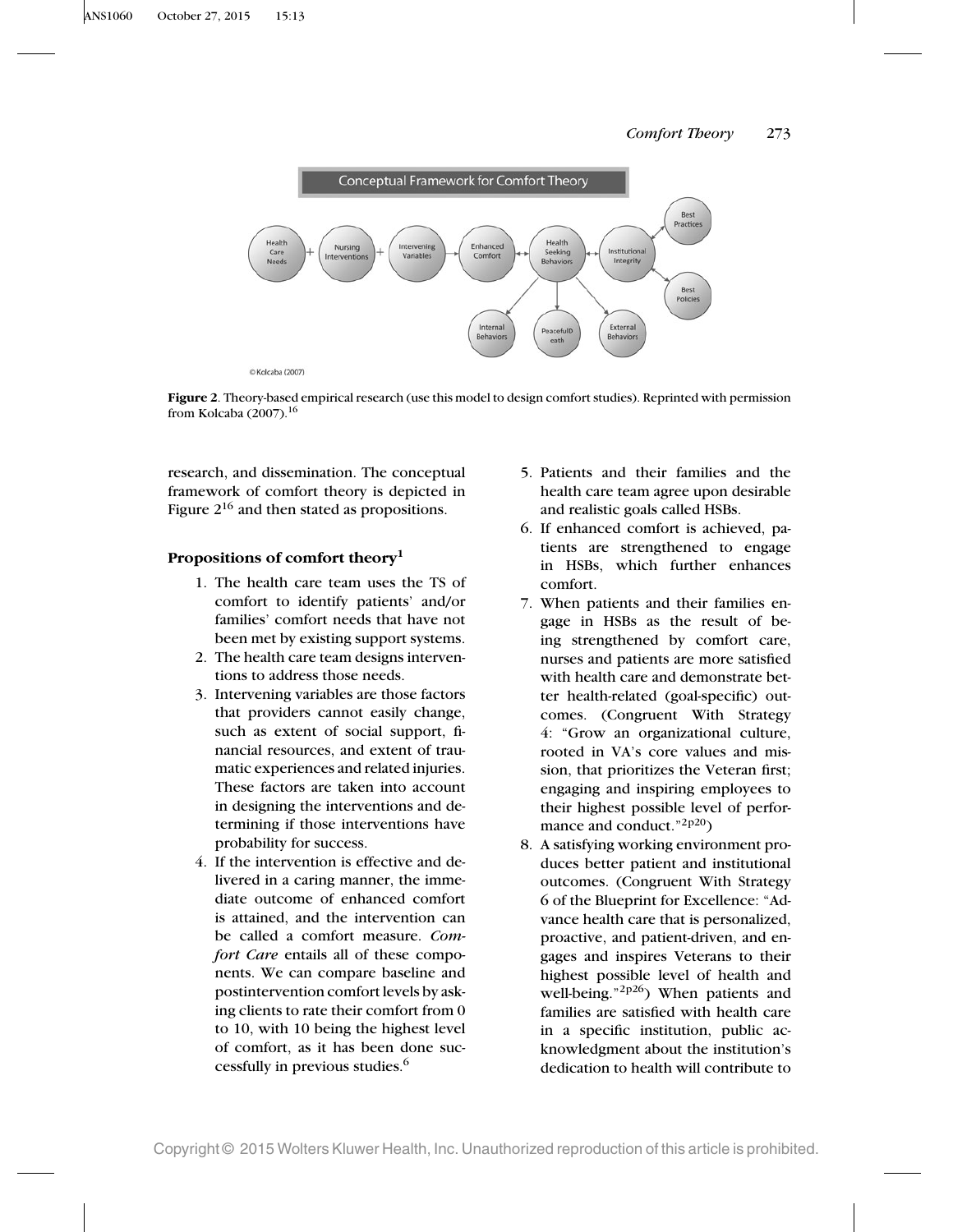**Figure 2**. Theory-based empirical research (use this model to design comfort studies). Reprinted with permission from Kolcaba (2007).[16]

research, and dissemination. The conceptual framework of comfort theory is depicted in Figure 2[16] and then stated as propositions.

### Propositions of comfort theory[1]

1. The health care team uses the TS of comfort to identify patients' and/or families' comfort needs that have not been met by existing support systems.
2. The health care team designs interventions to address those needs.
3. Intervening variables are those factors that providers cannot easily change, such as extent of social support, financial resources, and extent of traumatic experiences and related injuries. These factors are taken into account in designing the interventions and determining if those interventions have probability for success.
4. If the intervention is effective and delivered in a caring manner, the immediate outcome of enhanced comfort is attained, and the intervention can be called a comfort measure. *Comfort Care* entails all of these components. We can compare baseline and postintervention comfort levels by asking clients to rate their comfort from 0 to 10, with 10 being the highest level of comfort, as it has been done successfully in previous studies.[6]
5. Patients and their families and the health care team agree upon desirable and realistic goals called HSBs.
6. If enhanced comfort is achieved, patients are strengthened to engage in HSBs, which further enhances comfort.
7. When patients and their families engage in HSBs as the result of being strengthened by comfort care, nurses and patients are more satisfied with health care and demonstrate better health-related (goal-specific) outcomes. (Congruent With Strategy 4: "Grow an organizational culture, rooted in VA's core values and mission, that prioritizes the Veteran first; engaging and inspiring employees to their highest possible level of performance and conduct."[2p20])
8. A satisfying working environment produces better patient and institutional outcomes. (Congruent With Strategy 6 of the Blueprint for Excellence: "Advance health care that is personalized, proactive, and patient-driven, and engages and inspires Veterans to their highest possible level of health and well-being."[2p26]) When patients and families are satisfied with health care in a specific institution, public acknowledgment about the institution's dedication to health will contribute to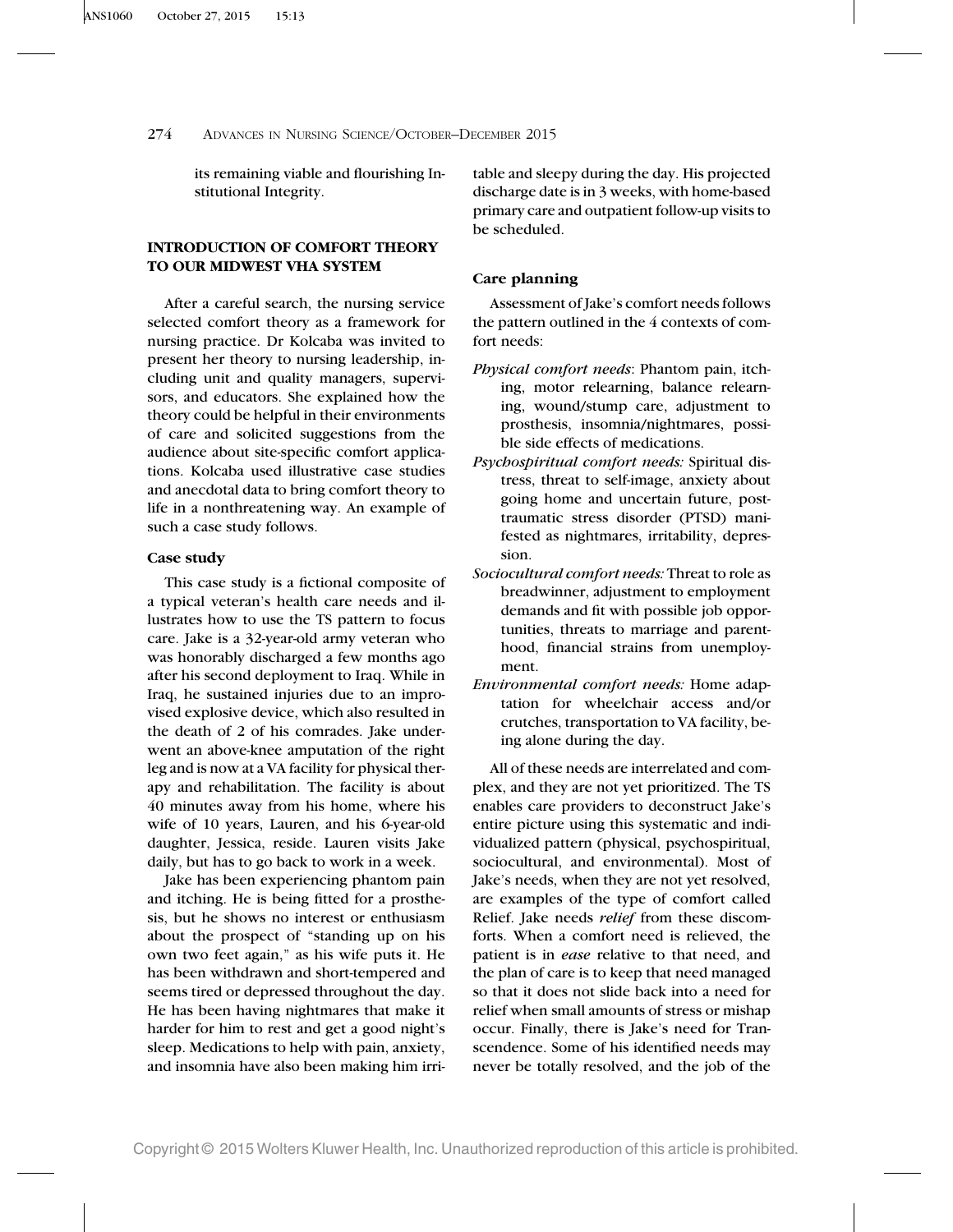its remaining viable and flourishing Institutional Integrity.

## INTRODUCTION OF COMFORT THEORY TO OUR MIDWEST VHA SYSTEM

After a careful search, the nursing service selected comfort theory as a framework for nursing practice. Dr Kolcaba was invited to present her theory to nursing leadership, including unit and quality managers, supervisors, and educators. She explained how the theory could be helpful in their environments of care and solicited suggestions from the audience about site-specific comfort applications. Kolcaba used illustrative case studies and anecdotal data to bring comfort theory to life in a nonthreatening way. An example of such a case study follows.

### Case study

This case study is a fictional composite of a typical veteran's health care needs and illustrates how to use the TS pattern to focus care. Jake is a 32-year-old army veteran who was honorably discharged a few months ago after his second deployment to Iraq. While in Iraq, he sustained injuries due to an improvised explosive device, which also resulted in the death of 2 of his comrades. Jake underwent an above-knee amputation of the right leg and is now at a VA facility for physical therapy and rehabilitation. The facility is about 40 minutes away from his home, where his wife of 10 years, Lauren, and his 6-year-old daughter, Jessica, reside. Lauren visits Jake daily, but has to go back to work in a week.

Jake has been experiencing phantom pain and itching. He is being fitted for a prosthesis, but he shows no interest or enthusiasm about the prospect of "standing up on his own two feet again," as his wife puts it. He has been withdrawn and short-tempered and seems tired or depressed throughout the day. He has been having nightmares that make it harder for him to rest and get a good night's sleep. Medications to help with pain, anxiety, and insomnia have also been making him irritable and sleepy during the day. His projected discharge date is in 3 weeks, with home-based primary care and outpatient follow-up visits to be scheduled.

### Care planning

Assessment of Jake's comfort needs follows the pattern outlined in the 4 contexts of comfort needs:

- *Physical comfort needs*: Phantom pain, itching, motor relearning, balance relearning, wound/stump care, adjustment to prosthesis, insomnia/nightmares, possible side effects of medications.
- *Psychospiritual comfort needs:* Spiritual distress, threat to self-image, anxiety about going home and uncertain future, posttraumatic stress disorder (PTSD) manifested as nightmares, irritability, depression.
- *Sociocultural comfort needs:* Threat to role as breadwinner, adjustment to employment demands and fit with possible job opportunities, threats to marriage and parenthood, financial strains from unemployment.
- *Environmental comfort needs:* Home adaptation for wheelchair access and/or crutches, transportation to VA facility, being alone during the day.

All of these needs are interrelated and complex, and they are not yet prioritized. The TS enables care providers to deconstruct Jake's entire picture using this systematic and individualized pattern (physical, psychospiritual, sociocultural, and environmental). Most of Jake's needs, when they are not yet resolved, are examples of the type of comfort called Relief. Jake needs *relief* from these discomforts. When a comfort need is relieved, the patient is in *ease* relative to that need, and the plan of care is to keep that need managed so that it does not slide back into a need for relief when small amounts of stress or mishap occur. Finally, there is Jake's need for Transcendence. Some of his identified needs may never be totally resolved, and the job of the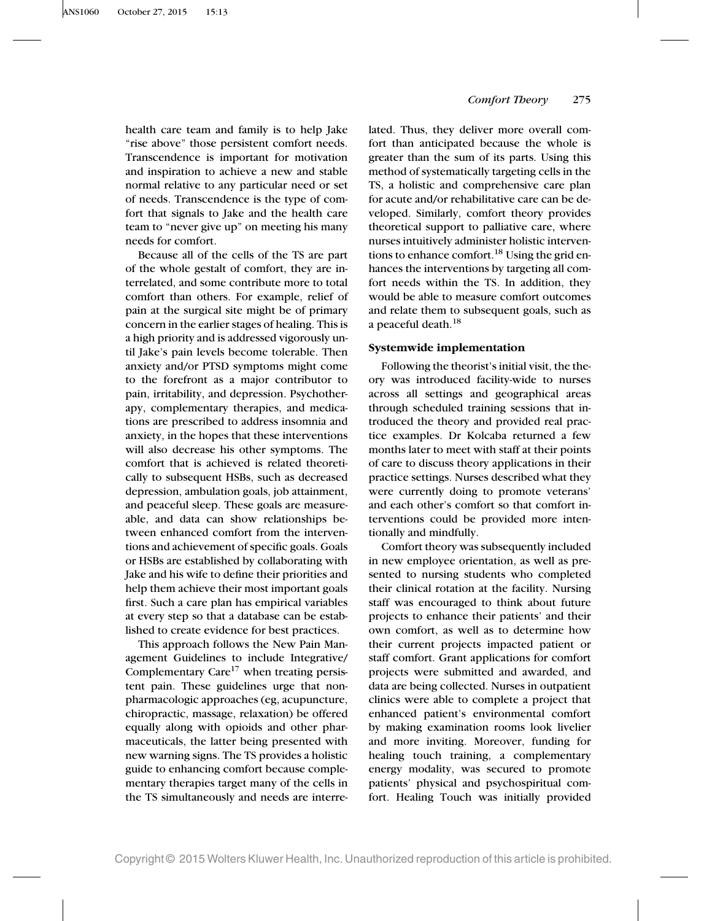health care team and family is to help Jake "rise above" those persistent comfort needs. Transcendence is important for motivation and inspiration to achieve a new and stable normal relative to any particular need or set of needs. Transcendence is the type of comfort that signals to Jake and the health care team to "never give up" on meeting his many needs for comfort.

Because all of the cells of the TS are part of the whole gestalt of comfort, they are interrelated, and some contribute more to total comfort than others. For example, relief of pain at the surgical site might be of primary concern in the earlier stages of healing. This is a high priority and is addressed vigorously until Jake's pain levels become tolerable. Then anxiety and/or PTSD symptoms might come to the forefront as a major contributor to pain, irritability, and depression. Psychotherapy, complementary therapies, and medications are prescribed to address insomnia and anxiety, in the hopes that these interventions will also decrease his other symptoms. The comfort that is achieved is related theoretically to subsequent HSBs, such as decreased depression, ambulation goals, job attainment, and peaceful sleep. These goals are measureable, and data can show relationships between enhanced comfort from the interventions and achievement of specific goals. Goals or HSBs are established by collaborating with Jake and his wife to define their priorities and help them achieve their most important goals first. Such a care plan has empirical variables at every step so that a database can be established to create evidence for best practices.

This approach follows the New Pain Management Guidelines to include Integrative/Complementary Care[17] when treating persistent pain. These guidelines urge that nonpharmacologic approaches (eg, acupuncture, chiropractic, massage, relaxation) be offered equally along with opioids and other pharmaceuticals, the latter being presented with new warning signs. The TS provides a holistic guide to enhancing comfort because complementary therapies target many of the cells in the TS simultaneously and needs are interrelated. Thus, they deliver more overall comfort than anticipated because the whole is greater than the sum of its parts. Using this method of systematically targeting cells in the TS, a holistic and comprehensive care plan for acute and/or rehabilitative care can be developed. Similarly, comfort theory provides theoretical support to palliative care, where nurses intuitively administer holistic interventions to enhance comfort.[18] Using the grid enhances the interventions by targeting all comfort needs within the TS. In addition, they would be able to measure comfort outcomes and relate them to subsequent goals, such as a peaceful death.[18]

### Systemwide implementation

Following the theorist's initial visit, the theory was introduced facility-wide to nurses across all settings and geographical areas through scheduled training sessions that introduced the theory and provided real practice examples. Dr Kolcaba returned a few months later to meet with staff at their points of care to discuss theory applications in their practice settings. Nurses described what they were currently doing to promote veterans' and each other's comfort so that comfort interventions could be provided more intentionally and mindfully.

Comfort theory was subsequently included in new employee orientation, as well as presented to nursing students who completed their clinical rotation at the facility. Nursing staff was encouraged to think about future projects to enhance their patients' and their own comfort, as well as to determine how their current projects impacted patient or staff comfort. Grant applications for comfort projects were submitted and awarded, and data are being collected. Nurses in outpatient clinics were able to complete a project that enhanced patient's environmental comfort by making examination rooms look livelier and more inviting. Moreover, funding for healing touch training, a complementary energy modality, was secured to promote patients' physical and psychospiritual comfort. Healing Touch was initially provided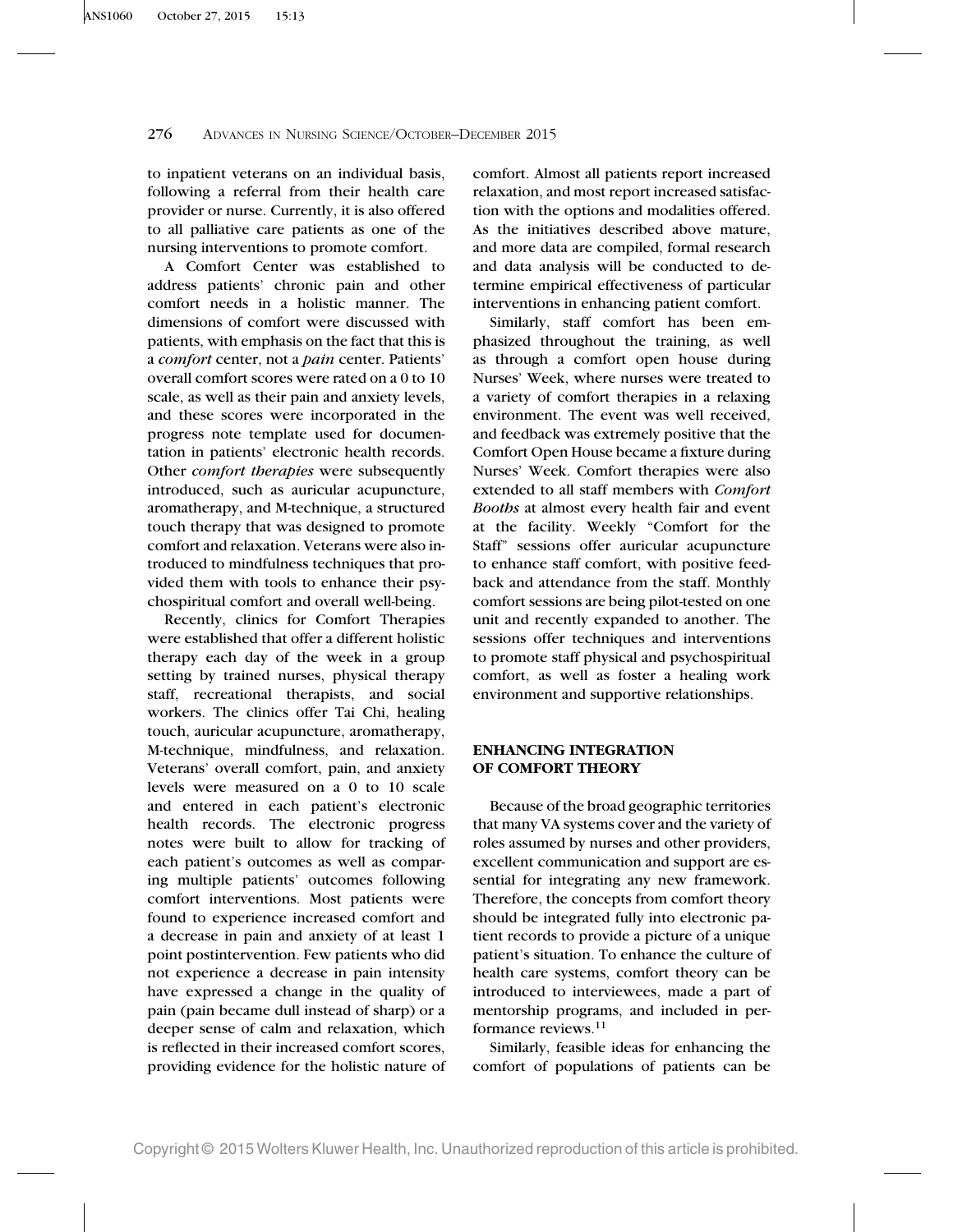to inpatient veterans on an individual basis, following a referral from their health care provider or nurse. Currently, it is also offered to all palliative care patients as one of the nursing interventions to promote comfort.

A Comfort Center was established to address patients' chronic pain and other comfort needs in a holistic manner. The dimensions of comfort were discussed with patients, with emphasis on the fact that this is a *comfort* center, not a *pain* center. Patients' overall comfort scores were rated on a 0 to 10 scale, as well as their pain and anxiety levels, and these scores were incorporated in the progress note template used for documentation in patients' electronic health records. Other *comfort therapies* were subsequently introduced, such as auricular acupuncture, aromatherapy, and M-technique, a structured touch therapy that was designed to promote comfort and relaxation. Veterans were also introduced to mindfulness techniques that provided them with tools to enhance their psychospiritual comfort and overall well-being.

Recently, clinics for Comfort Therapies were established that offer a different holistic therapy each day of the week in a group setting by trained nurses, physical therapy staff, recreational therapists, and social workers. The clinics offer Tai Chi, healing touch, auricular acupuncture, aromatherapy, M-technique, mindfulness, and relaxation. Veterans' overall comfort, pain, and anxiety levels were measured on a 0 to 10 scale and entered in each patient's electronic health records. The electronic progress notes were built to allow for tracking of each patient's outcomes as well as comparing multiple patients' outcomes following comfort interventions. Most patients were found to experience increased comfort and a decrease in pain and anxiety of at least 1 point postintervention. Few patients who did not experience a decrease in pain intensity have expressed a change in the quality of pain (pain became dull instead of sharp) or a deeper sense of calm and relaxation, which is reflected in their increased comfort scores, providing evidence for the holistic nature of comfort. Almost all patients report increased relaxation, and most report increased satisfaction with the options and modalities offered. As the initiatives described above mature, and more data are compiled, formal research and data analysis will be conducted to determine empirical effectiveness of particular interventions in enhancing patient comfort.

Similarly, staff comfort has been emphasized throughout the training, as well as through a comfort open house during Nurses' Week, where nurses were treated to a variety of comfort therapies in a relaxing environment. The event was well received, and feedback was extremely positive that the Comfort Open House became a fixture during Nurses' Week. Comfort therapies were also extended to all staff members with *Comfort Booths* at almost every health fair and event at the facility. Weekly "Comfort for the Staff" sessions offer auricular acupuncture to enhance staff comfort, with positive feedback and attendance from the staff. Monthly comfort sessions are being pilot-tested on one unit and recently expanded to another. The sessions offer techniques and interventions to promote staff physical and psychospiritual comfort, as well as foster a healing work environment and supportive relationships.

## ENHANCING INTEGRATION OF COMFORT THEORY

Because of the broad geographic territories that many VA systems cover and the variety of roles assumed by nurses and other providers, excellent communication and support are essential for integrating any new framework. Therefore, the concepts from comfort theory should be integrated fully into electronic patient records to provide a picture of a unique patient's situation. To enhance the culture of health care systems, comfort theory can be introduced to interviewees, made a part of mentorship programs, and included in performance reviews.[11]

Similarly, feasible ideas for enhancing the comfort of populations of patients can be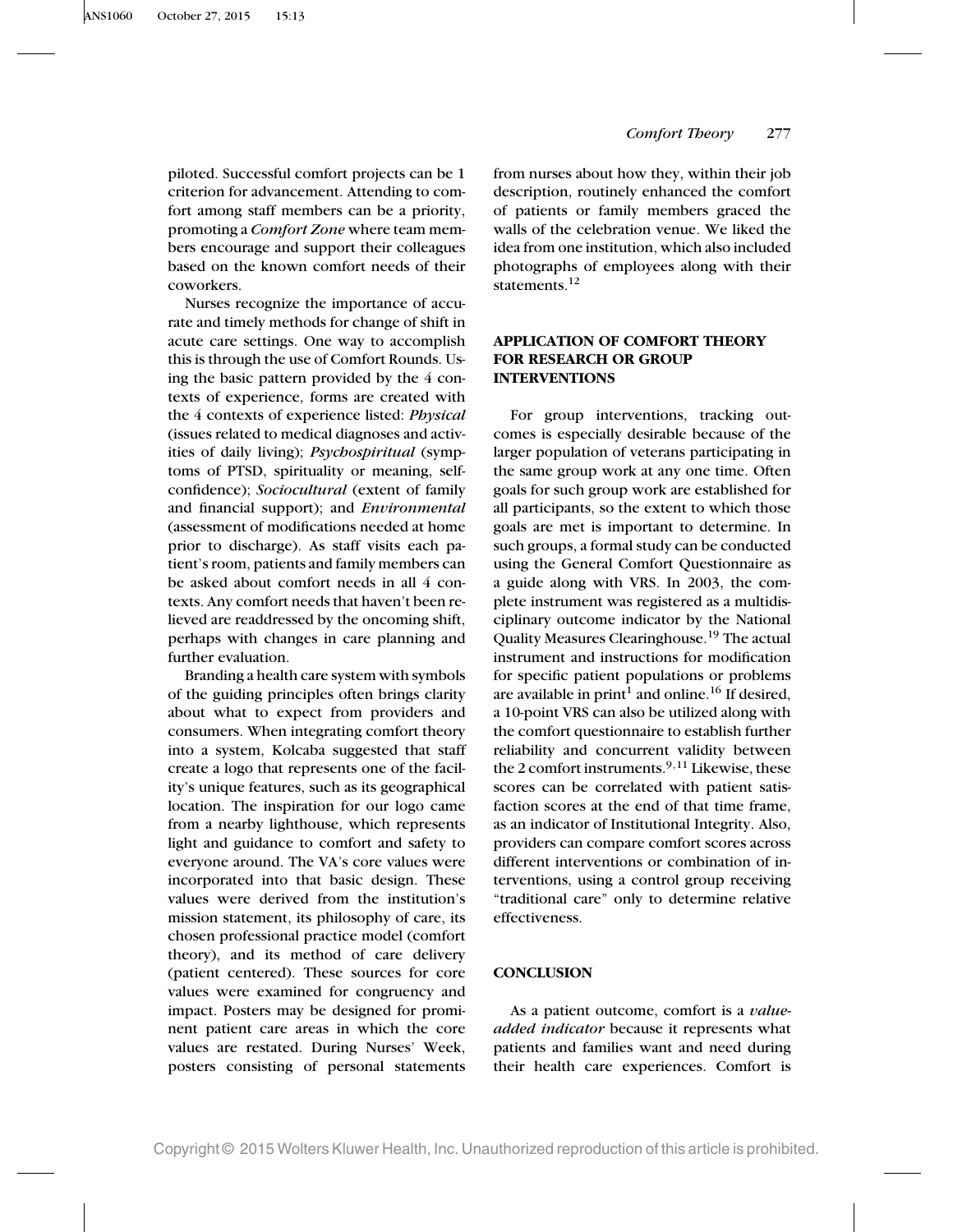piloted. Successful comfort projects can be 1 criterion for advancement. Attending to comfort among staff members can be a priority, promoting a *Comfort Zone* where team members encourage and support their colleagues based on the known comfort needs of their coworkers.

Nurses recognize the importance of accurate and timely methods for change of shift in acute care settings. One way to accomplish this is through the use of Comfort Rounds. Using the basic pattern provided by the 4 contexts of experience, forms are created with the 4 contexts of experience listed: *Physical* (issues related to medical diagnoses and activities of daily living); *Psychospiritual* (symptoms of PTSD, spirituality or meaning, self-confidence); *Sociocultural* (extent of family and financial support); and *Environmental* (assessment of modifications needed at home prior to discharge). As staff visits each patient's room, patients and family members can be asked about comfort needs in all 4 contexts. Any comfort needs that haven't been relieved are readdressed by the oncoming shift, perhaps with changes in care planning and further evaluation.

Branding a health care system with symbols of the guiding principles often brings clarity about what to expect from providers and consumers. When integrating comfort theory into a system, Kolcaba suggested that staff create a logo that represents one of the facility's unique features, such as its geographical location. The inspiration for our logo came from a nearby lighthouse, which represents light and guidance to comfort and safety to everyone around. The VA's core values were incorporated into that basic design. These values were derived from the institution's mission statement, its philosophy of care, its chosen professional practice model (comfort theory), and its method of care delivery (patient centered). These sources for core values were examined for congruency and impact. Posters may be designed for prominent patient care areas in which the core values are restated. During Nurses' Week, posters consisting of personal statements from nurses about how they, within their job description, routinely enhanced the comfort of patients or family members graced the walls of the celebration venue. We liked the idea from one institution, which also included photographs of employees along with their statements.[12]

## APPLICATION OF COMFORT THEORY FOR RESEARCH OR GROUP INTERVENTIONS

For group interventions, tracking outcomes is especially desirable because of the larger population of veterans participating in the same group work at any one time. Often goals for such group work are established for all participants, so the extent to which those goals are met is important to determine. In such groups, a formal study can be conducted using the General Comfort Questionnaire as a guide along with VRS. In 2003, the complete instrument was registered as a multidisciplinary outcome indicator by the National Quality Measures Clearinghouse.[19] The actual instrument and instructions for modification for specific patient populations or problems are available in print[1] and online.[16] If desired, a 10-point VRS can also be utilized along with the comfort questionnaire to establish further reliability and concurrent validity between the 2 comfort instruments.[9,11] Likewise, these scores can be correlated with patient satisfaction scores at the end of that time frame, as an indicator of Institutional Integrity. Also, providers can compare comfort scores across different interventions or combination of interventions, using a control group receiving "traditional care" only to determine relative effectiveness.

## CONCLUSION

As a patient outcome, comfort is a *value-added indicator* because it represents what patients and families want and need during their health care experiences. Comfort is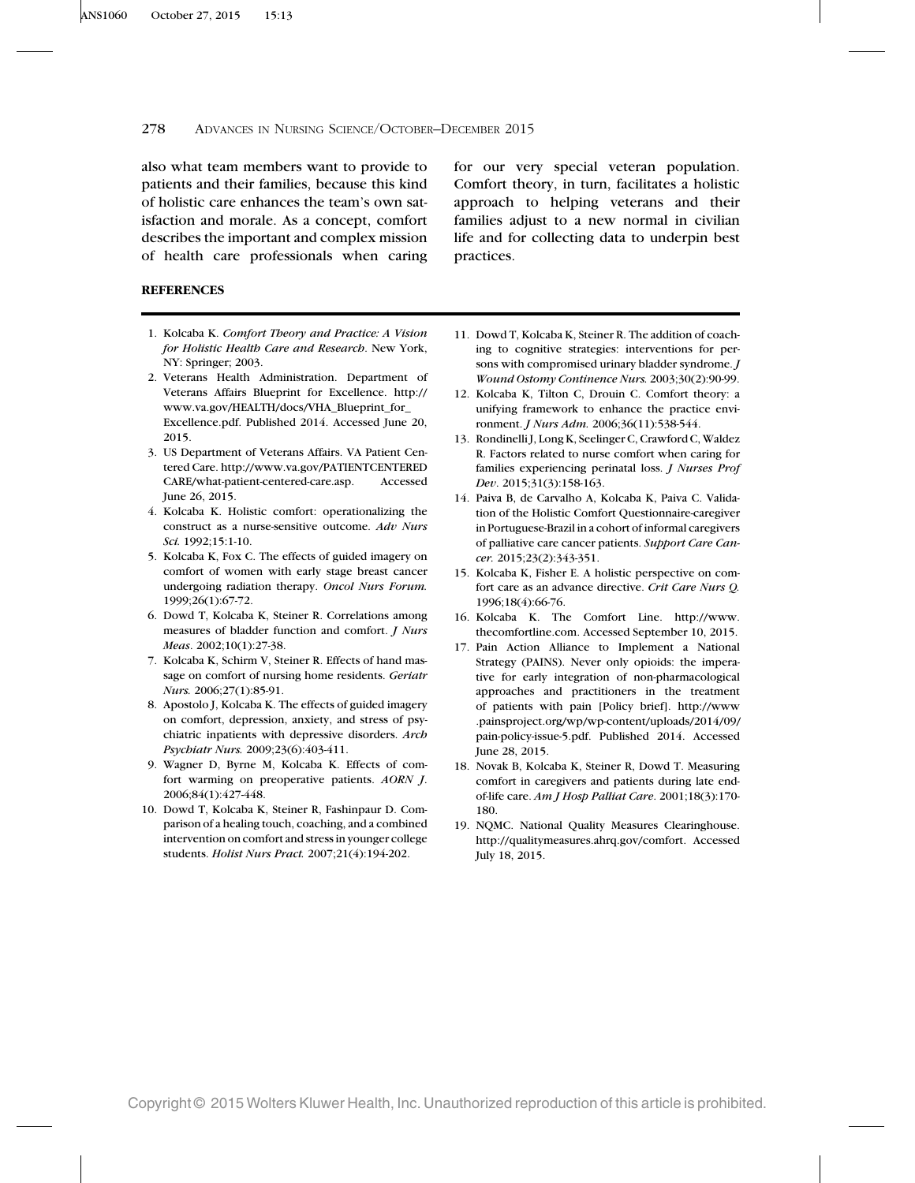also what team members want to provide to patients and their families, because this kind of holistic care enhances the team's own satisfaction and morale. As a concept, comfort describes the important and complex mission of health care professionals when caring for our very special veteran population. Comfort theory, in turn, facilitates a holistic approach to helping veterans and their families adjust to a new normal in civilian life and for collecting data to underpin best practices.

## REFERENCES

1. Kolcaba K. *Comfort Theory and Practice: A Vision for Holistic Health Care and Research*. New York, NY: Springer; 2003.
2. Veterans Health Administration. Department of Veterans Affairs Blueprint for Excellence. http://www.va.gov/HEALTH/docs/VHA_Blueprint_for_Excellence.pdf. Published 2014. Accessed June 20, 2015.
3. US Department of Veterans Affairs. VA Patient Centered Care. http://www.va.gov/PATIENTCENTERED CARE/what-patient-centered-care.asp. Accessed June 26, 2015.
4. Kolcaba K. Holistic comfort: operationalizing the construct as a nurse-sensitive outcome. *Adv Nurs Sci.* 1992;15:1-10.
5. Kolcaba K, Fox C. The effects of guided imagery on comfort of women with early stage breast cancer undergoing radiation therapy. *Oncol Nurs Forum.* 1999;26(1):67-72.
6. Dowd T, Kolcaba K, Steiner R. Correlations among measures of bladder function and comfort. *J Nurs Meas*. 2002;10(1):27-38.
7. Kolcaba K, Schirm V, Steiner R. Effects of hand massage on comfort of nursing home residents. *Geriatr Nurs.* 2006;27(1):85-91.
8. Apostolo J, Kolcaba K. The effects of guided imagery on comfort, depression, anxiety, and stress of psychiatric inpatients with depressive disorders. *Arch Psychiatr Nurs.* 2009;23(6):403-411.
9. Wagner D, Byrne M, Kolcaba K. Effects of comfort warming on preoperative patients. *AORN J*. 2006;84(1):427-448.
10. Dowd T, Kolcaba K, Steiner R, Fashinpaur D. Comparison of a healing touch, coaching, and a combined intervention on comfort and stress in younger college students. *Holist Nurs Pract.* 2007;21(4):194-202.
11. Dowd T, Kolcaba K, Steiner R. The addition of coaching to cognitive strategies: interventions for persons with compromised urinary bladder syndrome. *J Wound Ostomy Continence Nurs.* 2003;30(2):90-99.
12. Kolcaba K, Tilton C, Drouin C. Comfort theory: a unifying framework to enhance the practice environment. *J Nurs Adm.* 2006;36(11):538-544.
13. Rondinelli J, Long K, Seelinger C, Crawford C, Waldez R. Factors related to nurse comfort when caring for families experiencing perinatal loss. *J Nurses Prof Dev*. 2015;31(3):158-163.
14. Paiva B, de Carvalho A, Kolcaba K, Paiva C. Validation of the Holistic Comfort Questionnaire-caregiver in Portuguese-Brazil in a cohort of informal caregivers of palliative care cancer patients. *Support Care Cancer.* 2015;23(2):343-351.
15. Kolcaba K, Fisher E. A holistic perspective on comfort care as an advance directive. *Crit Care Nurs Q.* 1996;18(4):66-76.
16. Kolcaba K. The Comfort Line. http://www.thecomfortline.com. Accessed September 10, 2015.
17. Pain Action Alliance to Implement a National Strategy (PAINS). Never only opioids: the imperative for early integration of non-pharmacological approaches and practitioners in the treatment of patients with pain [Policy brief]. http://www.painsproject.org/wp/wp-content/uploads/2014/09/pain-policy-issue-5.pdf. Published 2014. Accessed June 28, 2015.
18. Novak B, Kolcaba K, Steiner R, Dowd T. Measuring comfort in caregivers and patients during late end-of-life care. *Am J Hosp Palliat Care*. 2001;18(3):170-180.
19. NQMC. National Quality Measures Clearinghouse. http://qualitymeasures.ahrq.gov/comfort. Accessed July 18, 2015.